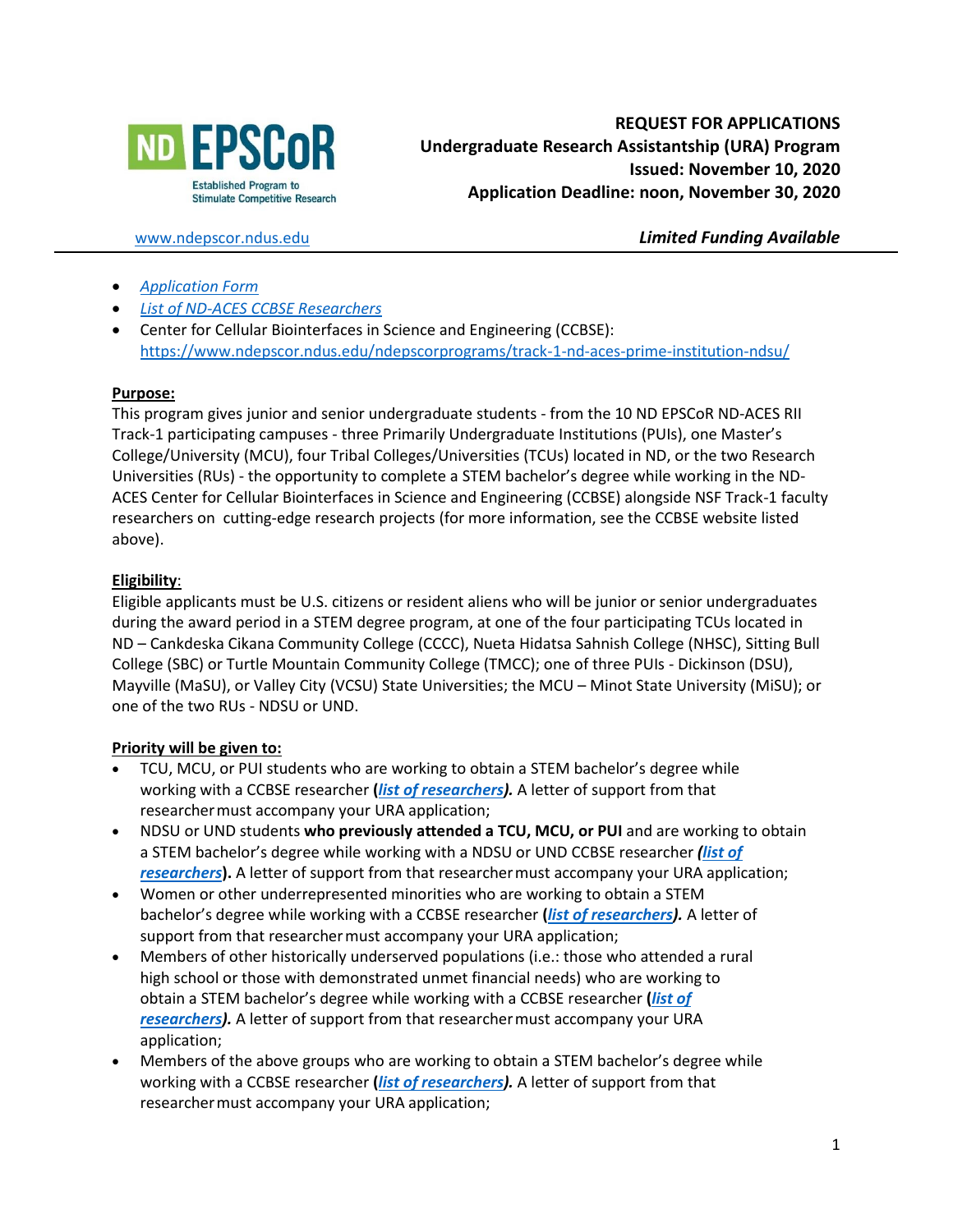ND EPSCoR
Established Program to Stimulate Competitive Research

**REQUEST FOR APPLICATIONS**
**Undergraduate Research Assistantship (URA) Program**
**Issued: November 10, 2020**
**Application Deadline: noon, November 30, 2020**

www.ndepscor.ndus.edu

***Limited Funding Available***

---

- *Application Form*
- *List of ND-ACES CCBSE Researchers*
- Center for Cellular Biointerfaces in Science and Engineering (CCBSE): https://www.ndepscor.ndus.edu/ndepscorprograms/track-1-nd-aces-prime-institution-ndsu/

**Purpose:**

This program gives junior and senior undergraduate students - from the 10 ND EPSCoR ND-ACES RII Track-1 participating campuses - three Primarily Undergraduate Institutions (PUIs), one Master's College/University (MCU), four Tribal Colleges/Universities (TCUs) located in ND, or the two Research Universities (RUs) - the opportunity to complete a STEM bachelor's degree while working in the ND-ACES Center for Cellular Biointerfaces in Science and Engineering (CCBSE) alongside NSF Track-1 faculty researchers on cutting-edge research projects (for more information, see the CCBSE website listed above).

**Eligibility**:

Eligible applicants must be U.S. citizens or resident aliens who will be junior or senior undergraduates during the award period in a STEM degree program, at one of the four participating TCUs located in ND – Cankdeska Cikana Community College (CCCC), Nueta Hidatsa Sahnish College (NHSC), Sitting Bull College (SBC) or Turtle Mountain Community College (TMCC); one of three PUIs - Dickinson (DSU), Mayville (MaSU), or Valley City (VCSU) State Universities; the MCU – Minot State University (MiSU); or one of the two RUs - NDSU or UND.

**Priority will be given to:**

- TCU, MCU, or PUI students who are working to obtain a STEM bachelor's degree while working with a CCBSE researcher (***list of researchers***)***.*** A letter of support from that researcher must accompany your URA application;
- NDSU or UND students **who previously attended a TCU, MCU, or PUI** and are working to obtain a STEM bachelor's degree while working with a NDSU or UND CCBSE researcher ***(list of researchers*****)**. A letter of support from that researcher must accompany your URA application;
- Women or other underrepresented minorities who are working to obtain a STEM bachelor's degree while working with a CCBSE researcher (***list of researchers***)***.*** A letter of support from that researcher must accompany your URA application;
- Members of other historically underserved populations (i.e.: those who attended a rural high school or those with demonstrated unmet financial needs) who are working to obtain a STEM bachelor's degree while working with a CCBSE researcher (***list of researchers***)***.*** A letter of support from that researcher must accompany your URA application;
- Members of the above groups who are working to obtain a STEM bachelor's degree while working with a CCBSE researcher (***list of researchers***)***.*** A letter of support from that researcher must accompany your URA application;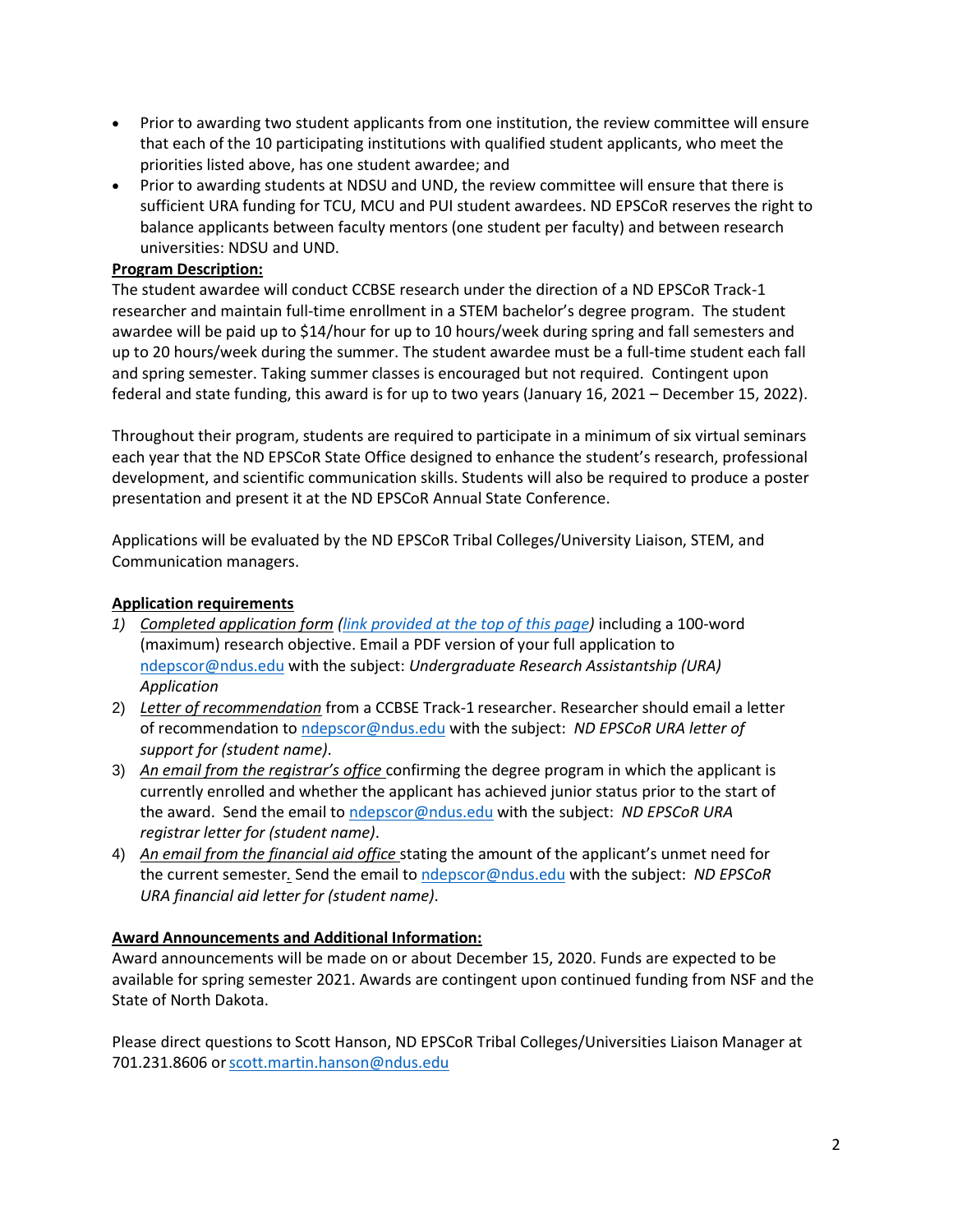- Prior to awarding two student applicants from one institution, the review committee will ensure that each of the 10 participating institutions with qualified student applicants, who meet the priorities listed above, has one student awardee; and
- Prior to awarding students at NDSU and UND, the review committee will ensure that there is sufficient URA funding for TCU, MCU and PUI student awardees. ND EPSCoR reserves the right to balance applicants between faculty mentors (one student per faculty) and between research universities: NDSU and UND.

**Program Description:**

The student awardee will conduct CCBSE research under the direction of a ND EPSCoR Track-1 researcher and maintain full-time enrollment in a STEM bachelor's degree program. The student awardee will be paid up to $14/hour for up to 10 hours/week during spring and fall semesters and up to 20 hours/week during the summer. The student awardee must be a full-time student each fall and spring semester. Taking summer classes is encouraged but not required. Contingent upon federal and state funding, this award is for up to two years (January 16, 2021 – December 15, 2022).

Throughout their program, students are required to participate in a minimum of six virtual seminars each year that the ND EPSCoR State Office designed to enhance the student's research, professional development, and scientific communication skills. Students will also be required to produce a poster presentation and present it at the ND EPSCoR Annual State Conference.

Applications will be evaluated by the ND EPSCoR Tribal Colleges/University Liaison, STEM, and Communication managers.

**Application requirements**

1) *Completed application form* (*link provided at the top of this page*) including a 100-word (maximum) research objective. Email a PDF version of your full application to ndepscor@ndus.edu with the subject: *Undergraduate Research Assistantship (URA) Application*
2) *Letter of recommendation* from a CCBSE Track-1 researcher. Researcher should email a letter of recommendation to ndepscor@ndus.edu with the subject: *ND EPSCoR URA letter of support for (student name)*.
3) *An email from the registrar's office* confirming the degree program in which the applicant is currently enrolled and whether the applicant has achieved junior status prior to the start of the award. Send the email to ndepscor@ndus.edu with the subject: *ND EPSCoR URA registrar letter for (student name)*.
4) *An email from the financial aid office* stating the amount of the applicant's unmet need for the current semester. Send the email to ndepscor@ndus.edu with the subject: *ND EPSCoR URA financial aid letter for (student name)*.

**Award Announcements and Additional Information:**

Award announcements will be made on or about December 15, 2020. Funds are expected to be available for spring semester 2021. Awards are contingent upon continued funding from NSF and the State of North Dakota.

Please direct questions to Scott Hanson, ND EPSCoR Tribal Colleges/Universities Liaison Manager at 701.231.8606 or scott.martin.hanson@ndus.edu